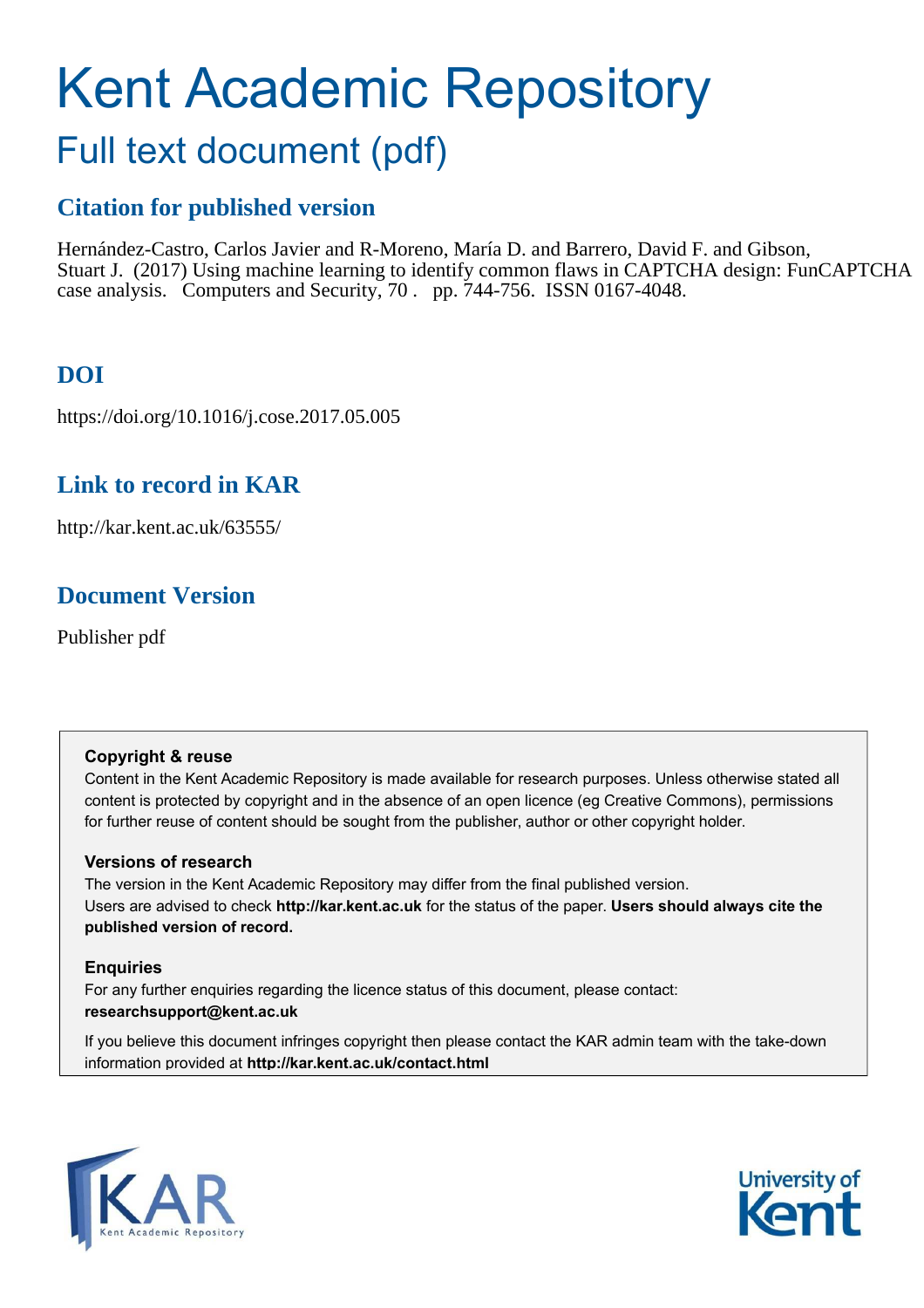# Kent Academic Repository

## Full text document (pdf)

### Citation for published version

Hernández-Castro, Carlos Javier and R-Moreno, María D. and Barrero, David F. and Gibson, Stuart J. (2017) Using machine learning to identify common flaws in CAPTCHA design: FunCAPTCHA case analysis. Computers and Security, 70 . pp. 744-756. ISSN 0167-4048.

### DOI

https://doi.org/10.1016/j.cose.2017.05.005

### Link to record in KAR

http://kar.kent.ac.uk/63555/

### Document Version

Publisher pdf

**Copyright & reuse**

Content in the Kent Academic Repository is made available for research purposes. Unless otherwise stated all content is protected by copyright and in the absence of an open licence (eg Creative Commons), permissions for further reuse of content should be sought from the publisher, author or other copyright holder.

**Versions of research**

The version in the Kent Academic Repository may differ from the final published version. Users are advised to check **http://kar.kent.ac.uk** for the status of the paper. **Users should always cite the published version of record.**

**Enquiries**

For any further enquiries regarding the licence status of this document, please contact: **researchsupport@kent.ac.uk**

If you believe this document infringes copyright then please contact the KAR admin team with the take-down information provided at **http://kar.kent.ac.uk/contact.html**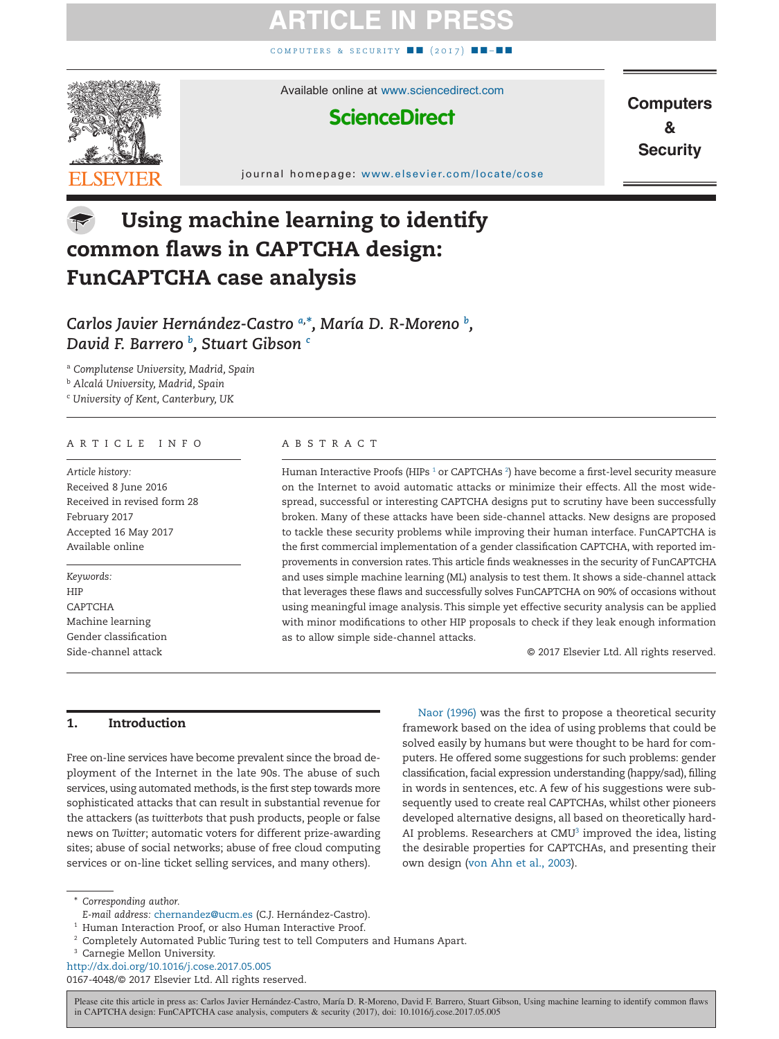# Using machine learning to identify common flaws in CAPTCHA design: FunCAPTCHA case analysis

*Carlos Javier Hernández-Castro* [a,*], *María D. R-Moreno* [b], *David F. Barrero* [b], *Stuart Gibson* [c]

[a] *Complutense University, Madrid, Spain*
[b] *Alcalá University, Madrid, Spain*
[c] *University of Kent, Canterbury, UK*

## ARTICLE INFO

*Article history:*
Received 8 June 2016
Received in revised form 28 February 2017
Accepted 16 May 2017
Available online

*Keywords:*
HIP
CAPTCHA
Machine learning
Gender classification
Side-channel attack

## ABSTRACT

Human Interactive Proofs (HIPs [1] or CAPTCHAs [2]) have become a first-level security measure on the Internet to avoid automatic attacks or minimize their effects. All the most widespread, successful or interesting CAPTCHA designs put to scrutiny have been successfully broken. Many of these attacks have been side-channel attacks. New designs are proposed to tackle these security problems while improving their human interface. FunCAPTCHA is the first commercial implementation of a gender classification CAPTCHA, with reported improvements in conversion rates. This article finds weaknesses in the security of FunCAPTCHA and uses simple machine learning (ML) analysis to test them. It shows a side-channel attack that leverages these flaws and successfully solves FunCAPTCHA on 90% of occasions without using meaningful image analysis. This simple yet effective security analysis can be applied with minor modifications to other HIP proposals to check if they leak enough information as to allow simple side-channel attacks.

© 2017 Elsevier Ltd. All rights reserved.

## 1. Introduction

Free on-line services have become prevalent since the broad deployment of the Internet in the late 90s. The abuse of such services, using automated methods, is the first step towards more sophisticated attacks that can result in substantial revenue for the attackers (as *twitterbots* that push products, people or false news on *Twitter*; automatic voters for different prize-awarding sites; abuse of social networks; abuse of free cloud computing services or on-line ticket selling services, and many others).

Naor (1996) was the first to propose a theoretical security framework based on the idea of using problems that could be solved easily by humans but were thought to be hard for computers. He offered some suggestions for such problems: gender classification, facial expression understanding (happy/sad), filling in words in sentences, etc. A few of his suggestions were subsequently used to create real CAPTCHAs, whilst other pioneers developed alternative designs, all based on theoretically hard-AI problems. Researchers at CMU[3] improved the idea, listing the desirable properties for CAPTCHAs, and presenting their own design (von Ahn et al., 2003).

\* Corresponding author.
E-mail address: chernandez@ucm.es (C.J. Hernández-Castro).
[1] Human Interaction Proof, or also Human Interactive Proof.
[2] Completely Automated Public Turing test to tell Computers and Humans Apart.
[3] Carnegie Mellon University.

http://dx.doi.org/10.1016/j.cose.2017.05.005
0167-4048/© 2017 Elsevier Ltd. All rights reserved.

Please cite this article in press as: Carlos Javier Hernández-Castro, María D. R-Moreno, David F. Barrero, Stuart Gibson, Using machine learning to identify common flaws in CAPTCHA design: FunCAPTCHA case analysis, computers & security (2017), doi: 10.1016/j.cose.2017.05.005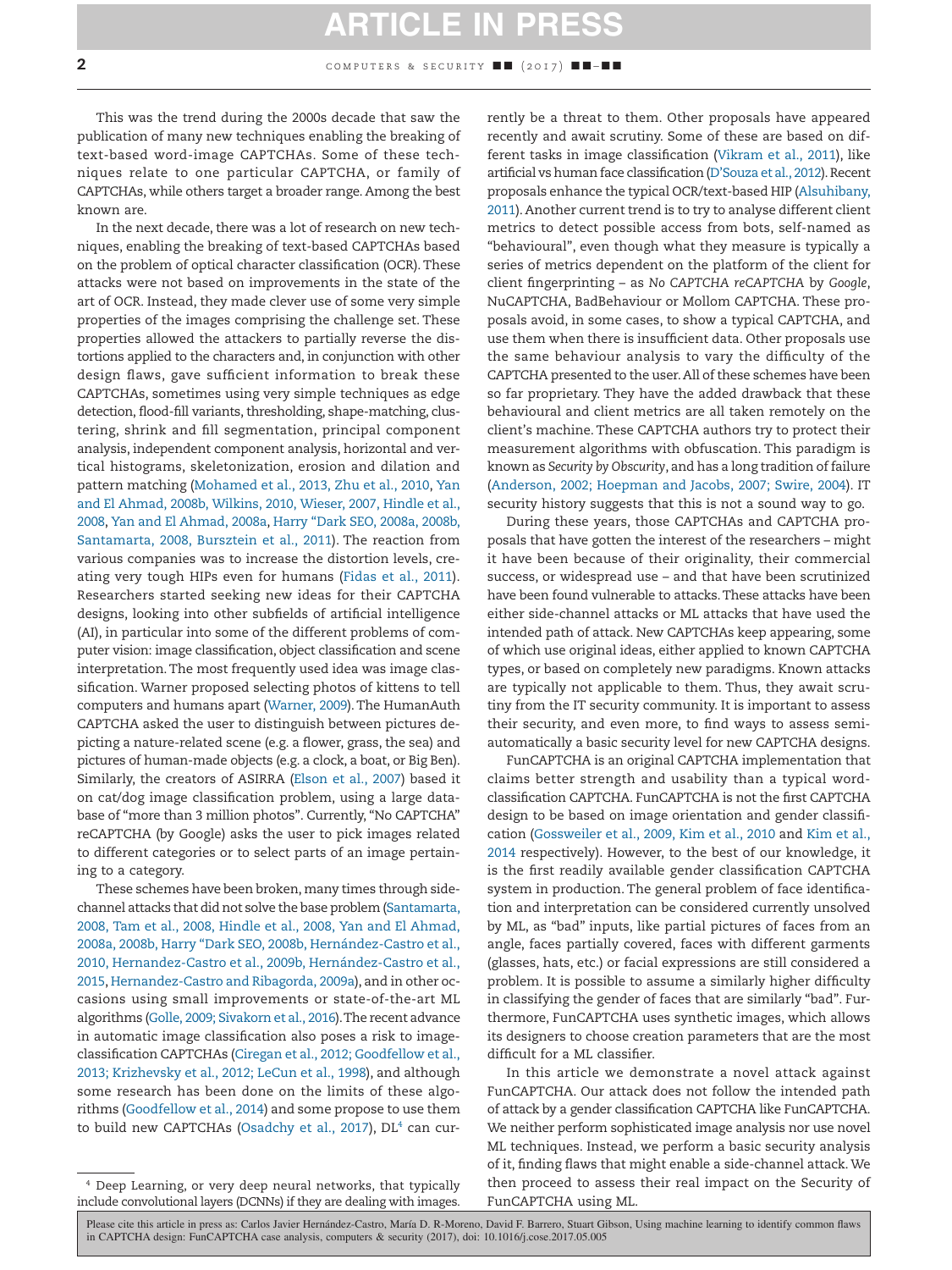This was the trend during the 2000s decade that saw the publication of many new techniques enabling the breaking of text-based word-image CAPTCHAs. Some of these techniques relate to one particular CAPTCHA, or family of CAPTCHAs, while others target a broader range. Among the best known are.

In the next decade, there was a lot of research on new techniques, enabling the breaking of text-based CAPTCHAs based on the problem of optical character classification (OCR). These attacks were not based on improvements in the state of the art of OCR. Instead, they made clever use of some very simple properties of the images comprising the challenge set. These properties allowed the attackers to partially reverse the distortions applied to the characters and, in conjunction with other design flaws, gave sufficient information to break these CAPTCHAs, sometimes using very simple techniques as edge detection, flood-fill variants, thresholding, shape-matching, clustering, shrink and fill segmentation, principal component analysis, independent component analysis, horizontal and vertical histograms, skeletonization, erosion and dilation and pattern matching (Mohamed et al., 2013, Zhu et al., 2010, Yan and El Ahmad, 2008b, Wilkins, 2010, Wieser, 2007, Hindle et al., 2008, Yan and El Ahmad, 2008a, Harry "Dark SEO, 2008a, 2008b, Santamarta, 2008, Bursztein et al., 2011). The reaction from various companies was to increase the distortion levels, creating very tough HIPs even for humans (Fidas et al., 2011). Researchers started seeking new ideas for their CAPTCHA designs, looking into other subfields of artificial intelligence (AI), in particular into some of the different problems of computer vision: image classification, object classification and scene interpretation. The most frequently used idea was image classification. Warner proposed selecting photos of kittens to tell computers and humans apart (Warner, 2009). The HumanAuth CAPTCHA asked the user to distinguish between pictures depicting a nature-related scene (e.g. a flower, grass, the sea) and pictures of human-made objects (e.g. a clock, a boat, or Big Ben). Similarly, the creators of ASIRRA (Elson et al., 2007) based it on cat/dog image classification problem, using a large database of "more than 3 million photos". Currently, "No CAPTCHA" reCAPTCHA (by Google) asks the user to pick images related to different categories or to select parts of an image pertaining to a category.

These schemes have been broken, many times through side-channel attacks that did not solve the base problem (Santamarta, 2008, Tam et al., 2008, Hindle et al., 2008, Yan and El Ahmad, 2008a, 2008b, Harry "Dark SEO, 2008b, Hernández-Castro et al., 2010, Hernandez-Castro et al., 2009b, Hernández-Castro et al., 2015, Hernandez-Castro and Ribagorda, 2009a), and in other occasions using small improvements or state-of-the-art ML algorithms (Golle, 2009; Sivakorn et al., 2016). The recent advance in automatic image classification also poses a risk to image-classification CAPTCHAs (Ciregan et al., 2012; Goodfellow et al., 2013; Krizhevsky et al., 2012; LeCun et al., 1998), and although some research has been done on the limits of these algorithms (Goodfellow et al., 2014) and some propose to use them to build new CAPTCHAs (Osadchy et al., 2017), DL[4] can currently be a threat to them. Other proposals have appeared recently and await scrutiny. Some of these are based on different tasks in image classification (Vikram et al., 2011), like artificial vs human face classification (D'Souza et al., 2012). Recent proposals enhance the typical OCR/text-based HIP (Alsuhibany, 2011). Another current trend is to try to analyse different client metrics to detect possible access from bots, self-named as "behavioural", even though what they measure is typically a series of metrics dependent on the platform of the client for client fingerprinting – as *No CAPTCHA reCAPTCHA* by *Google*, NuCAPTCHA, BadBehaviour or Mollom CAPTCHA. These proposals avoid, in some cases, to show a typical CAPTCHA, and use them when there is insufficient data. Other proposals use the same behaviour analysis to vary the difficulty of the CAPTCHA presented to the user. All of these schemes have been so far proprietary. They have the added drawback that these behavioural and client metrics are all taken remotely on the client's machine. These CAPTCHA authors try to protect their measurement algorithms with obfuscation. This paradigm is known as *Security by Obscurity*, and has a long tradition of failure (Anderson, 2002; Hoepman and Jacobs, 2007; Swire, 2004). IT security history suggests that this is not a sound way to go.

During these years, those CAPTCHAs and CAPTCHA proposals that have gotten the interest of the researchers – might it have been because of their originality, their commercial success, or widespread use – and that have been scrutinized have been found vulnerable to attacks. These attacks have been either side-channel attacks or ML attacks that have used the intended path of attack. New CAPTCHAs keep appearing, some of which use original ideas, either applied to known CAPTCHA types, or based on completely new paradigms. Known attacks are typically not applicable to them. Thus, they await scrutiny from the IT security community. It is important to assess their security, and even more, to find ways to assess semi-automatically a basic security level for new CAPTCHA designs.

FunCAPTCHA is an original CAPTCHA implementation that claims better strength and usability than a typical word-classification CAPTCHA. FunCAPTCHA is not the first CAPTCHA design to be based on image orientation and gender classification (Gossweiler et al., 2009, Kim et al., 2010 and Kim et al., 2014 respectively). However, to the best of our knowledge, it is the first readily available gender classification CAPTCHA system in production. The general problem of face identification and interpretation can be considered currently unsolved by ML, as "bad" inputs, like partial pictures of faces from an angle, faces partially covered, faces with different garments (glasses, hats, etc.) or facial expressions are still considered a problem. It is possible to assume a similarly higher difficulty in classifying the gender of faces that are similarly "bad". Furthermore, FunCAPTCHA uses synthetic images, which allows its designers to choose creation parameters that are the most difficult for a ML classifier.

In this article we demonstrate a novel attack against FunCAPTCHA. Our attack does not follow the intended path of attack by a gender classification CAPTCHA like FunCAPTCHA. We neither perform sophisticated image analysis nor use novel ML techniques. Instead, we perform a basic security analysis of it, finding flaws that might enable a side-channel attack. We then proceed to assess their real impact on the Security of FunCAPTCHA using ML.

[4] Deep Learning, or very deep neural networks, that typically include convolutional layers (DCNNs) if they are dealing with images.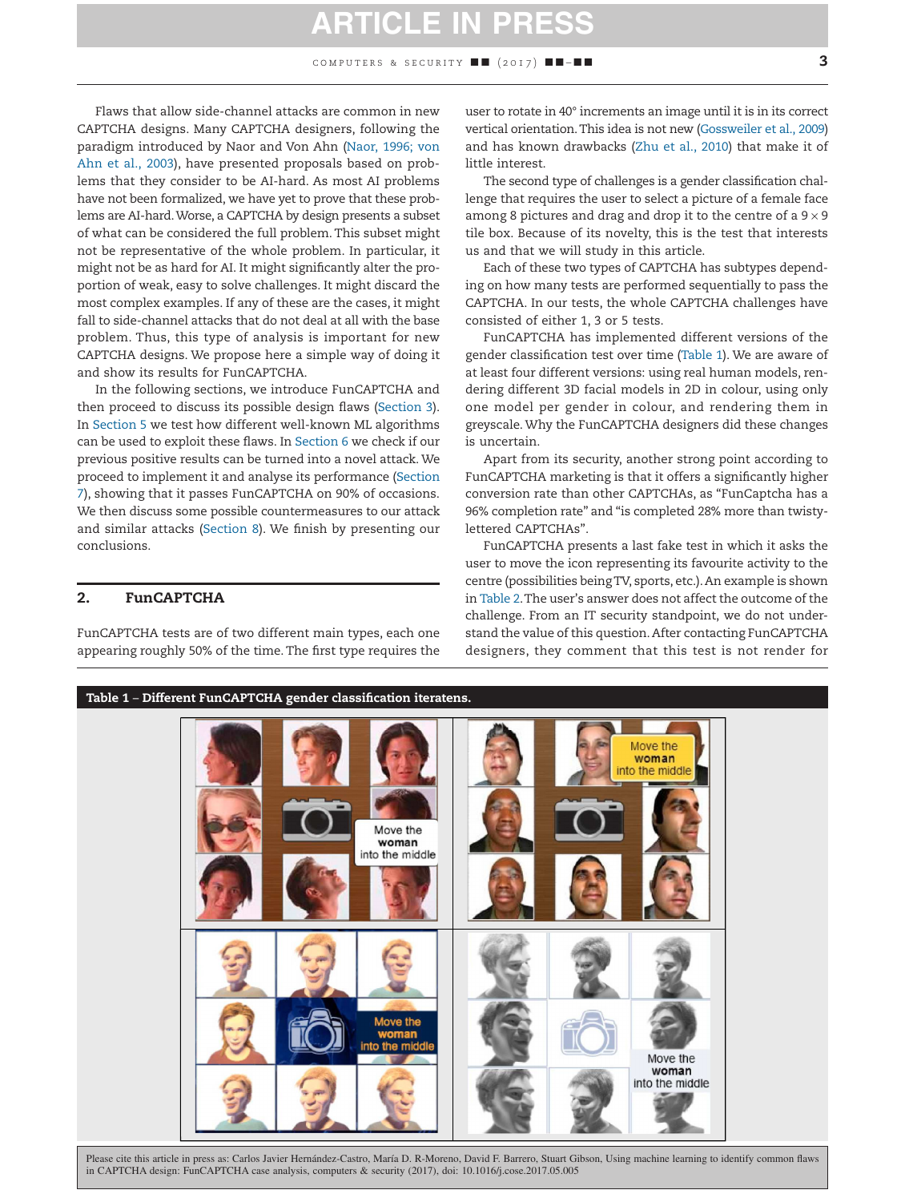Flaws that allow side-channel attacks are common in new CAPTCHA designs. Many CAPTCHA designers, following the paradigm introduced by Naor and Von Ahn (Naor, 1996; von Ahn et al., 2003), have presented proposals based on problems that they consider to be AI-hard. As most AI problems have not been formalized, we have yet to prove that these problems are AI-hard. Worse, a CAPTCHA by design presents a subset of what can be considered the full problem. This subset might not be representative of the whole problem. In particular, it might not be as hard for AI. It might significantly alter the proportion of weak, easy to solve challenges. It might discard the most complex examples. If any of these are the cases, it might fall to side-channel attacks that do not deal at all with the base problem. Thus, this type of analysis is important for new CAPTCHA designs. We propose here a simple way of doing it and show its results for FunCAPTCHA.

In the following sections, we introduce FunCAPTCHA and then proceed to discuss its possible design flaws (Section 3). In Section 5 we test how different well-known ML algorithms can be used to exploit these flaws. In Section 6 we check if our previous positive results can be turned into a novel attack. We proceed to implement it and analyse its performance (Section 7), showing that it passes FunCAPTCHA on 90% of occasions. We then discuss some possible countermeasures to our attack and similar attacks (Section 8). We finish by presenting our conclusions.

## 2. FunCAPTCHA

FunCAPTCHA tests are of two different main types, each one appearing roughly 50% of the time. The first type requires the user to rotate in 40° increments an image until it is in its correct vertical orientation. This idea is not new (Gossweiler et al., 2009) and has known drawbacks (Zhu et al., 2010) that make it of little interest.

The second type of challenges is a gender classification challenge that requires the user to select a picture of a female face among 8 pictures and drag and drop it to the centre of a $9 \times 9$ tile box. Because of its novelty, this is the test that interests us and that we will study in this article.

Each of these two types of CAPTCHA has subtypes depending on how many tests are performed sequentially to pass the CAPTCHA. In our tests, the whole CAPTCHA challenges have consisted of either 1, 3 or 5 tests.

FunCAPTCHA has implemented different versions of the gender classification test over time (Table 1). We are aware of at least four different versions: using real human models, rendering different 3D facial models in 2D in colour, using only one model per gender in colour, and rendering them in greyscale. Why the FunCAPTCHA designers did these changes is uncertain.

Apart from its security, another strong point according to FunCAPTCHA marketing is that it offers a significantly higher conversion rate than other CAPTCHAs, as "FunCaptcha has a 96% completion rate" and "is completed 28% more than twisty-lettered CAPTCHAs".

FunCAPTCHA presents a last fake test in which it asks the user to move the icon representing its favourite activity to the centre (possibilities being TV, sports, etc.). An example is shown in Table 2. The user's answer does not affect the outcome of the challenge. From an IT security standpoint, we do not understand the value of this question. After contacting FunCAPTCHA designers, they comment that this test is not render for

**Table 1 – Different FunCAPTCHA gender classification iteratens.**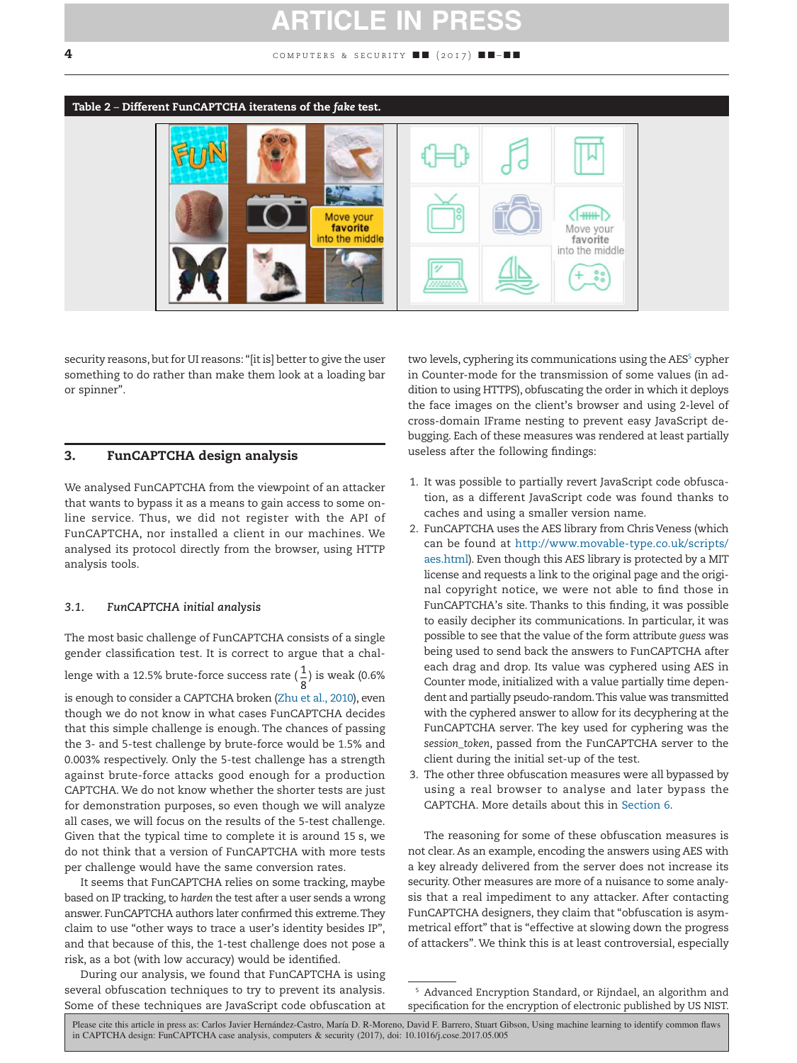**Table 2 – Different FunCAPTCHA iteratens of the *fake* test.**

security reasons, but for UI reasons: "[it is] better to give the user something to do rather than make them look at a loading bar or spinner".

## 3. FunCAPTCHA design analysis

We analysed FunCAPTCHA from the viewpoint of an attacker that wants to bypass it as a means to gain access to some online service. Thus, we did not register with the API of FunCAPTCHA, nor installed a client in our machines. We analysed its protocol directly from the browser, using HTTP analysis tools.

### 3.1. FunCAPTCHA initial analysis

The most basic challenge of FunCAPTCHA consists of a single gender classification test. It is correct to argue that a challenge with a 12.5% brute-force success rate ($\frac{1}{8}$) is weak (0.6% is enough to consider a CAPTCHA broken (Zhu et al., 2010), even though we do not know in what cases FunCAPTCHA decides that this simple challenge is enough. The chances of passing the 3- and 5-test challenge by brute-force would be 1.5% and 0.003% respectively. Only the 5-test challenge has a strength against brute-force attacks good enough for a production CAPTCHA. We do not know whether the shorter tests are just for demonstration purposes, so even though we will analyze all cases, we will focus on the results of the 5-test challenge. Given that the typical time to complete it is around 15 s, we do not think that a version of FunCAPTCHA with more tests per challenge would have the same conversion rates.

It seems that FunCAPTCHA relies on some tracking, maybe based on IP tracking, to *harden* the test after a user sends a wrong answer. FunCAPTCHA authors later confirmed this extreme. They claim to use "other ways to trace a user's identity besides IP", and that because of this, the 1-test challenge does not pose a risk, as a bot (with low accuracy) would be identified.

During our analysis, we found that FunCAPTCHA is using several obfuscation techniques to try to prevent its analysis. Some of these techniques are JavaScript code obfuscation at two levels, cyphering its communications using the AES[5] cypher in Counter-mode for the transmission of some values (in addition to using HTTPS), obfuscating the order in which it deploys the face images on the client's browser and using 2-level of cross-domain IFrame nesting to prevent easy JavaScript debugging. Each of these measures was rendered at least partially useless after the following findings:

1. It was possible to partially revert JavaScript code obfuscation, as a different JavaScript code was found thanks to caches and using a smaller version name.
2. FunCAPTCHA uses the AES library from Chris Veness (which can be found at http://www.movable-type.co.uk/scripts/aes.html). Even though this AES library is protected by a MIT license and requests a link to the original page and the original copyright notice, we were not able to find those in FunCAPTCHA's site. Thanks to this finding, it was possible to easily decipher its communications. In particular, it was possible to see that the value of the form attribute *guess* was being used to send back the answers to FunCAPTCHA after each drag and drop. Its value was cyphered using AES in Counter mode, initialized with a value partially time dependent and partially pseudo-random. This value was transmitted with the cyphered answer to allow for its decyphering at the FunCAPTCHA server. The key used for cyphering was the *session_token*, passed from the FunCAPTCHA server to the client during the initial set-up of the test.
3. The other three obfuscation measures were all bypassed by using a real browser to analyse and later bypass the CAPTCHA. More details about this in Section 6.

The reasoning for some of these obfuscation measures is not clear. As an example, encoding the answers using AES with a key already delivered from the server does not increase its security. Other measures are more of a nuisance to some analysis that a real impediment to any attacker. After contacting FunCAPTCHA designers, they claim that "obfuscation is asymmetrical effort" that is "effective at slowing down the progress of attackers". We think this is at least controversial, especially

[5] Advanced Encryption Standard, or Rijndael, an algorithm and specification for the encryption of electronic published by US NIST.

Please cite this article in press as: Carlos Javier Hernández-Castro, María D. R-Moreno, David F. Barrero, Stuart Gibson, Using machine learning to identify common flaws in CAPTCHA design: FunCAPTCHA case analysis, computers & security (2017), doi: 10.1016/j.cose.2017.05.005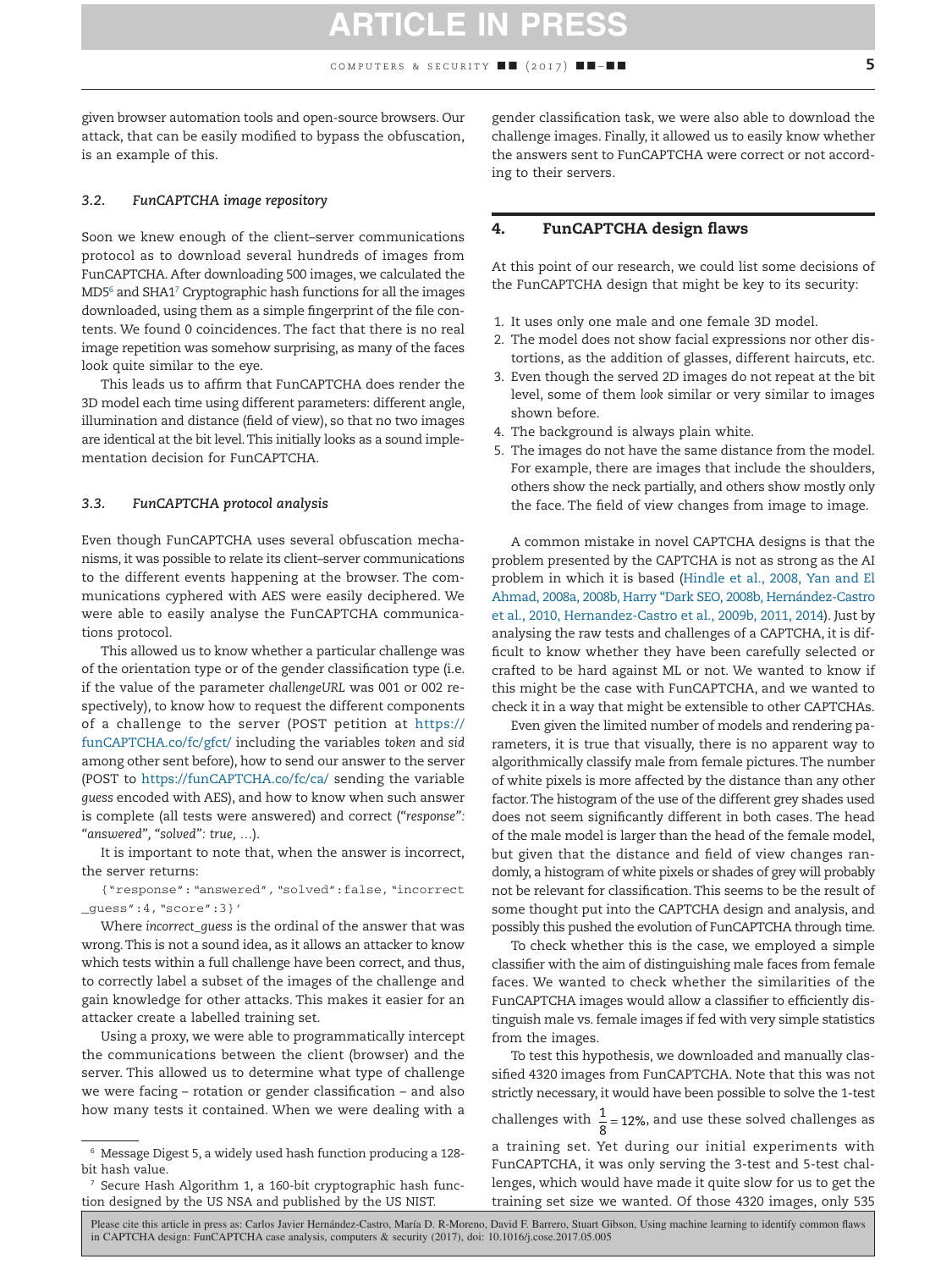given browser automation tools and open-source browsers. Our attack, that can be easily modified to bypass the obfuscation, is an example of this.

### 3.2. FunCAPTCHA image repository

Soon we knew enough of the client–server communications protocol as to download several hundreds of images from FunCAPTCHA. After downloading 500 images, we calculated the MD5[6] and SHA1[7] Cryptographic hash functions for all the images downloaded, using them as a simple fingerprint of the file contents. We found 0 coincidences. The fact that there is no real image repetition was somehow surprising, as many of the faces look quite similar to the eye.

This leads us to affirm that FunCAPTCHA does render the 3D model each time using different parameters: different angle, illumination and distance (field of view), so that no two images are identical at the bit level. This initially looks as a sound implementation decision for FunCAPTCHA.

### 3.3. FunCAPTCHA protocol analysis

Even though FunCAPTCHA uses several obfuscation mechanisms, it was possible to relate its client–server communications to the different events happening at the browser. The communications cyphered with AES were easily deciphered. We were able to easily analyse the FunCAPTCHA communications protocol.

This allowed us to know whether a particular challenge was of the orientation type or of the gender classification type (i.e. if the value of the parameter *challengeURL* was 001 or 002 respectively), to know how to request the different components of a challenge to the server (POST petition at https://funCAPTCHA.co/fc/gfct/ including the variables *token* and *sid* among other sent before), how to send our answer to the server (POST to https://funCAPTCHA.co/fc/ca/ sending the variable *guess* encoded with AES), and how to know when such answer is complete (all tests were answered) and correct (*"response": "answered", "solved": true, …*).

It is important to note that, when the answer is incorrect, the server returns:

```
{"response":"answered","solved":false,"incorrect_guess":4,"score":3}'
```

Where *incorrect_guess* is the ordinal of the answer that was wrong. This is not a sound idea, as it allows an attacker to know which tests within a full challenge have been correct, and thus, to correctly label a subset of the images of the challenge and gain knowledge for other attacks. This makes it easier for an attacker create a labelled training set.

Using a proxy, we were able to programmatically intercept the communications between the client (browser) and the server. This allowed us to determine what type of challenge we were facing – rotation or gender classification – and also how many tests it contained. When we were dealing with a gender classification task, we were also able to download the challenge images. Finally, it allowed us to easily know whether the answers sent to FunCAPTCHA were correct or not according to their servers.

## 4. FunCAPTCHA design flaws

At this point of our research, we could list some decisions of the FunCAPTCHA design that might be key to its security:

1. It uses only one male and one female 3D model.
2. The model does not show facial expressions nor other distortions, as the addition of glasses, different haircuts, etc.
3. Even though the served 2D images do not repeat at the bit level, some of them *look* similar or very similar to images shown before.
4. The background is always plain white.
5. The images do not have the same distance from the model. For example, there are images that include the shoulders, others show the neck partially, and others show mostly only the face. The field of view changes from image to image.

A common mistake in novel CAPTCHA designs is that the problem presented by the CAPTCHA is not as strong as the AI problem in which it is based (Hindle et al., 2008, Yan and El Ahmad, 2008a, 2008b, Harry "Dark SEO, 2008b, Hernández-Castro et al., 2010, Hernandez-Castro et al., 2009b, 2011, 2014). Just by analysing the raw tests and challenges of a CAPTCHA, it is difficult to know whether they have been carefully selected or crafted to be hard against ML or not. We wanted to know if this might be the case with FunCAPTCHA, and we wanted to check it in a way that might be extensible to other CAPTCHAs.

Even given the limited number of models and rendering parameters, it is true that visually, there is no apparent way to algorithmically classify male from female pictures. The number of white pixels is more affected by the distance than any other factor. The histogram of the use of the different grey shades used does not seem significantly different in both cases. The head of the male model is larger than the head of the female model, but given that the distance and field of view changes randomly, a histogram of white pixels or shades of grey will probably not be relevant for classification. This seems to be the result of some thought put into the CAPTCHA design and analysis, and possibly this pushed the evolution of FunCAPTCHA through time.

To check whether this is the case, we employed a simple classifier with the aim of distinguishing male faces from female faces. We wanted to check whether the similarities of the FunCAPTCHA images would allow a classifier to efficiently distinguish male vs. female images if fed with very simple statistics from the images.

To test this hypothesis, we downloaded and manually classified 4320 images from FunCAPTCHA. Note that this was not strictly necessary, it would have been possible to solve the 1-test challenges with $\frac{1}{8} = 12\%$, and use these solved challenges as a training set. Yet during our initial experiments with FunCAPTCHA, it was only serving the 3-test and 5-test challenges, which would have made it quite slow for us to get the training set size we wanted. Of those 4320 images, only 535

---

[6] Message Digest 5, a widely used hash function producing a 128-bit hash value.

[7] Secure Hash Algorithm 1, a 160-bit cryptographic hash function designed by the US NSA and published by the US NIST.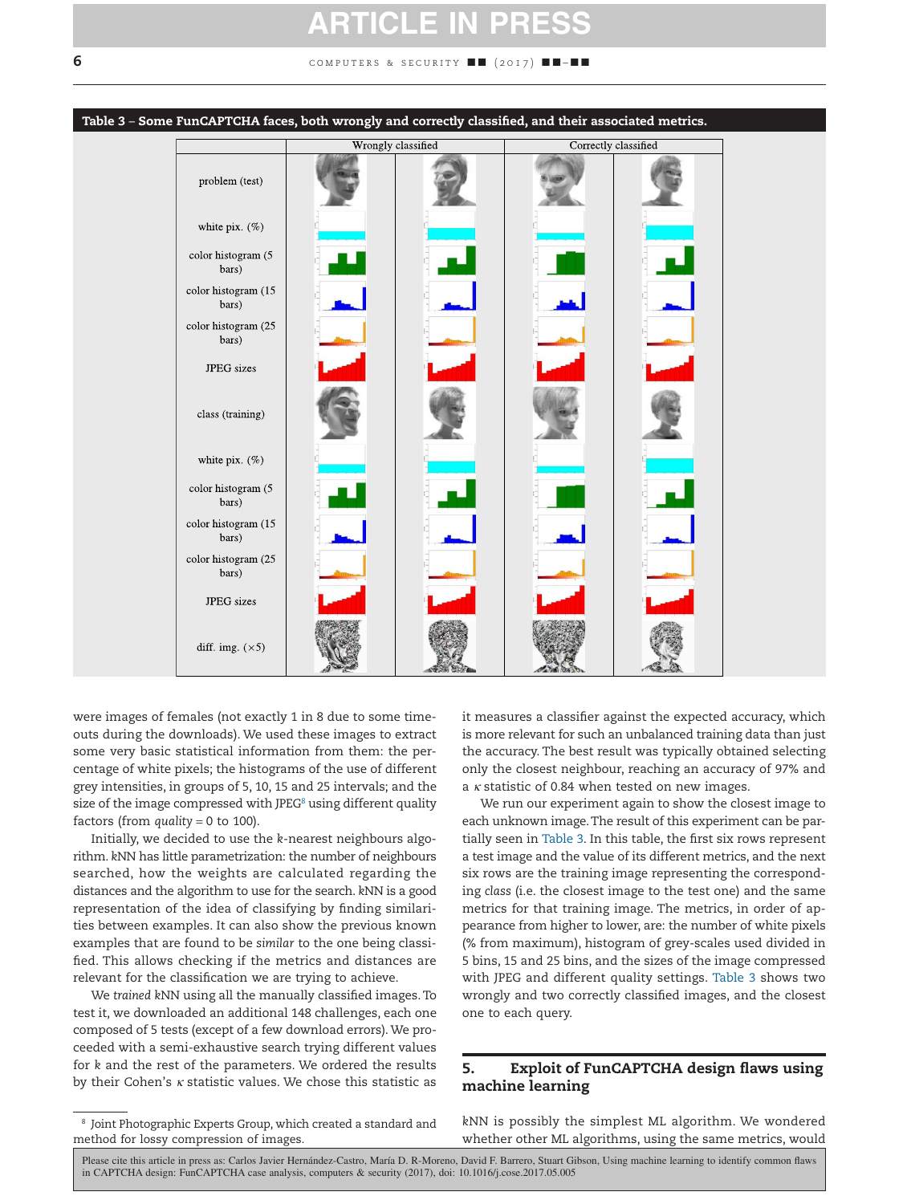**Table 3 – Some FunCAPTCHA faces, both wrongly and correctly classified, and their associated metrics.**

| | Wrongly classified | | Correctly classified | |
|---|---|---|---|---|
| problem (test) | | | | |
| white pix. (%) | | | | |
| color histogram (5 bars) | | | | |
| color histogram (15 bars) | | | | |
| color histogram (25 bars) | | | | |
| JPEG sizes | | | | |
| class (training) | | | | |
| white pix. (%) | | | | |
| color histogram (5 bars) | | | | |
| color histogram (15 bars) | | | | |
| color histogram (25 bars) | | | | |
| JPEG sizes | | | | |
| diff. img. (×5) | | | | |

were images of females (not exactly 1 in 8 due to some timeouts during the downloads). We used these images to extract some very basic statistical information from them: the percentage of white pixels; the histograms of the use of different grey intensities, in groups of 5, 10, 15 and 25 intervals; and the size of the image compressed with JPEG[8] using different quality factors (from *quality* = 0 to 100).

Initially, we decided to use the *k*-nearest neighbours algorithm. *k*NN has little parametrization: the number of neighbours searched, how the weights are calculated regarding the distances and the algorithm to use for the search. *k*NN is a good representation of the idea of classifying by finding similarities between examples. It can also show the previous known examples that are found to be *similar* to the one being classified. This allows checking if the metrics and distances are relevant for the classification we are trying to achieve.

We *trained* *k*NN using all the manually classified images. To test it, we downloaded an additional 148 challenges, each one composed of 5 tests (except of a few download errors). We proceeded with a semi-exhaustive search trying different values for *k* and the rest of the parameters. We ordered the results by their Cohen's $\kappa$ statistic values. We chose this statistic as it measures a classifier against the expected accuracy, which is more relevant for such an unbalanced training data than just the accuracy. The best result was typically obtained selecting only the closest neighbour, reaching an accuracy of 97% and a $\kappa$ statistic of 0.84 when tested on new images.

We run our experiment again to show the closest image to each unknown image. The result of this experiment can be partially seen in Table 3. In this table, the first six rows represent a test image and the value of its different metrics, and the next six rows are the training image representing the corresponding *class* (i.e. the closest image to the test one) and the same metrics for that training image. The metrics, in order of appearance from higher to lower, are: the number of white pixels (% from maximum), histogram of grey-scales used divided in 5 bins, 15 and 25 bins, and the sizes of the image compressed with JPEG and different quality settings. Table 3 shows two wrongly and two correctly classified images, and the closest one to each query.

## 5. Exploit of FunCAPTCHA design flaws using machine learning

*k*NN is possibly the simplest ML algorithm. We wondered whether other ML algorithms, using the same metrics, would

[8] Joint Photographic Experts Group, which created a standard and method for lossy compression of images.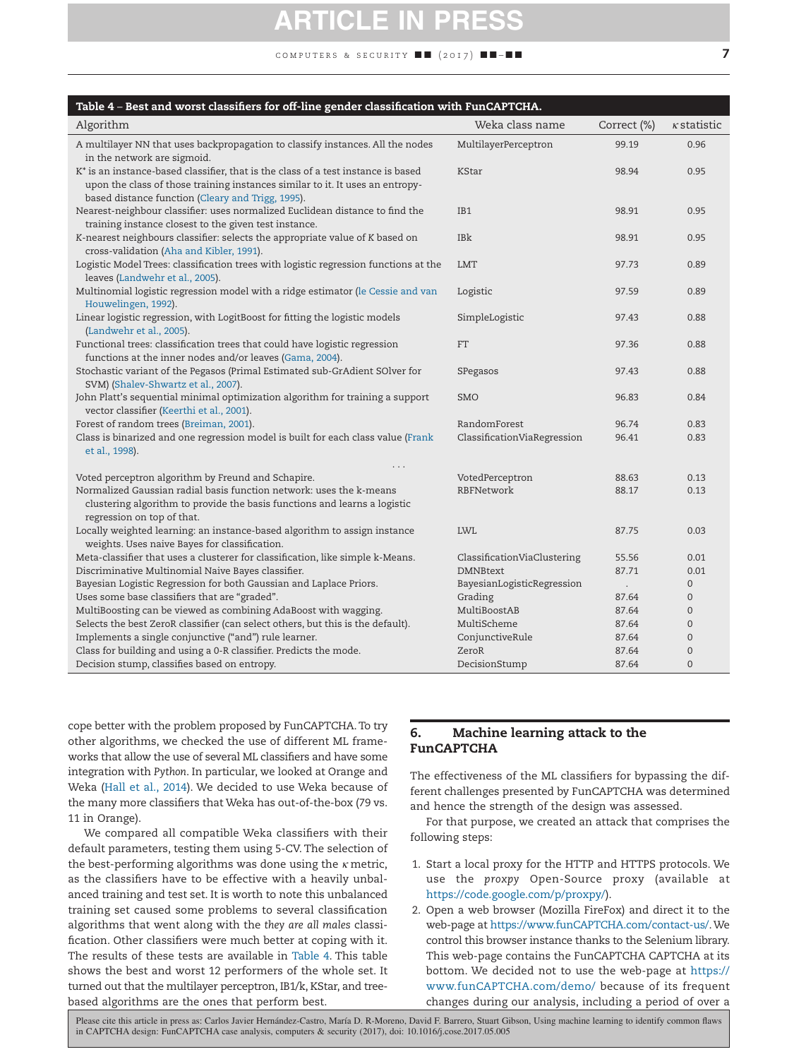**Table 4 – Best and worst classifiers for off-line gender classification with FunCAPTCHA.**

| Algorithm | Weka class name | Correct (%) | $\kappa$ statistic |
|---|---|---|---|
| A multilayer NN that uses backpropagation to classify instances. All the nodes in the network are sigmoid. | MultilayerPerceptron | 99.19 | 0.96 |
| K* is an instance-based classifier, that is the class of a test instance is based upon the class of those training instances similar to it. It uses an entropy-based distance function (Cleary and Trigg, 1995). | KStar | 98.94 | 0.95 |
| Nearest-neighbour classifier: uses normalized Euclidean distance to find the training instance closest to the given test instance. | IB1 | 98.91 | 0.95 |
| K-nearest neighbours classifier: selects the appropriate value of K based on cross-validation (Aha and Kibler, 1991). | IBk | 98.91 | 0.95 |
| Logistic Model Trees: classification trees with logistic regression functions at the leaves (Landwehr et al., 2005). | LMT | 97.73 | 0.89 |
| Multinomial logistic regression model with a ridge estimator (le Cessie and van Houwelingen, 1992). | Logistic | 97.59 | 0.89 |
| Linear logistic regression, with LogitBoost for fitting the logistic models (Landwehr et al., 2005). | SimpleLogistic | 97.43 | 0.88 |
| Functional trees: classification trees that could have logistic regression functions at the inner nodes and/or leaves (Gama, 2004). | FT | 97.36 | 0.88 |
| Stochastic variant of the Pegasos (Primal Estimated sub-GrAdient SOlver for SVM) (Shalev-Shwartz et al., 2007). | SPegasos | 97.43 | 0.88 |
| John Platt's sequential minimal optimization algorithm for training a support vector classifier (Keerthi et al., 2001). | SMO | 96.83 | 0.84 |
| Forest of random trees (Breiman, 2001). | RandomForest | 96.74 | 0.83 |
| Class is binarized and one regression model is built for each class value (Frank et al., 1998). | ClassificationViaRegression | 96.41 | 0.83 |
| ... | | | |
| Voted perceptron algorithm by Freund and Schapire. | VotedPerceptron | 88.63 | 0.13 |
| Normalized Gaussian radial basis function network: uses the k-means clustering algorithm to provide the basis functions and learns a logistic regression on top of that. | RBFNetwork | 88.17 | 0.13 |
| Locally weighted learning: an instance-based algorithm to assign instance weights. Uses naive Bayes for classification. | LWL | 87.75 | 0.03 |
| Meta-classifier that uses a clusterer for classification, like simple k-Means. | ClassificationViaClustering | 55.56 | 0.01 |
| Discriminative Multinomial Naive Bayes classifier. | DMNBtext | 87.71 | 0.01 |
| Bayesian Logistic Regression for both Gaussian and Laplace Priors. | BayesianLogisticRegression | . | 0 |
| Uses some base classifiers that are "graded". | Grading | 87.64 | 0 |
| MultiBoosting can be viewed as combining AdaBoost with wagging. | MultiBoostAB | 87.64 | 0 |
| Selects the best ZeroR classifier (can select others, but this is the default). | MultiScheme | 87.64 | 0 |
| Implements a single conjunctive ("and") rule learner. | ConjunctiveRule | 87.64 | 0 |
| Class for building and using a 0-R classifier. Predicts the mode. | ZeroR | 87.64 | 0 |
| Decision stump, classifies based on entropy. | DecisionStump | 87.64 | 0 |

cope better with the problem proposed by FunCAPTCHA. To try other algorithms, we checked the use of different ML frameworks that allow the use of several ML classifiers and have some integration with *Python*. In particular, we looked at Orange and Weka (Hall et al., 2014). We decided to use Weka because of the many more classifiers that Weka has out-of-the-box (79 vs. 11 in Orange).

We compared all compatible Weka classifiers with their default parameters, testing them using 5-CV. The selection of the best-performing algorithms was done using the $\kappa$ metric, as the classifiers have to be effective with a heavily unbalanced training and test set. It is worth to note this unbalanced training set caused some problems to several classification algorithms that went along with the *they are all males* classification. Other classifiers were much better at coping with it. The results of these tests are available in Table 4. This table shows the best and worst 12 performers of the whole set. It turned out that the multilayer perceptron, IB1/k, KStar, and tree-based algorithms are the ones that perform best.

## 6. Machine learning attack to the FunCAPTCHA

The effectiveness of the ML classifiers for bypassing the different challenges presented by FunCAPTCHA was determined and hence the strength of the design was assessed.

For that purpose, we created an attack that comprises the following steps:

1. Start a local proxy for the HTTP and HTTPS protocols. We use the *proxpy* Open-Source proxy (available at https://code.google.com/p/proxpy/).
2. Open a web browser (Mozilla FireFox) and direct it to the web-page at https://www.funCAPTCHA.com/contact-us/. We control this browser instance thanks to the Selenium library. This web-page contains the FunCAPTCHA CAPTCHA at its bottom. We decided not to use the web-page at https://www.funCAPTCHA.com/demo/ because of its frequent changes during our analysis, including a period of over a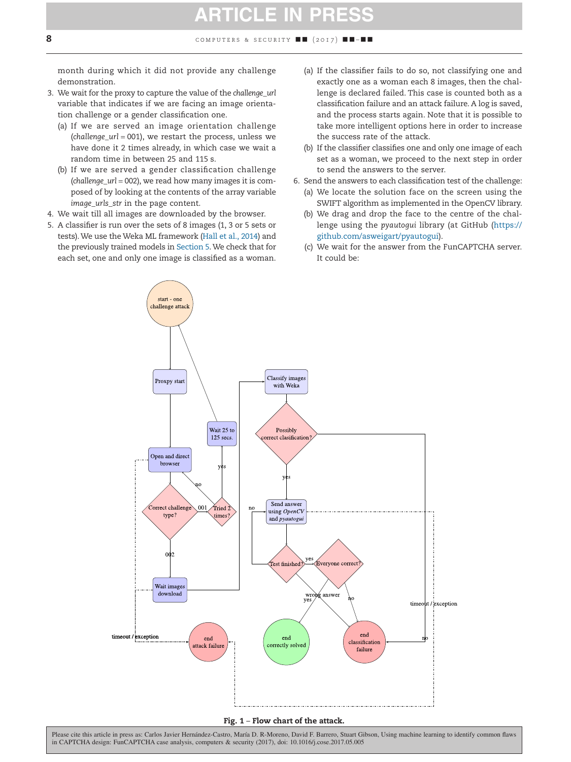month during which it did not provide any challenge demonstration.

3. We wait for the proxy to capture the value of the *challenge_url* variable that indicates if we are facing an image orientation challenge or a gender classification one.
   (a) If we are served an image orientation challenge (*challenge_url* = 001), we restart the process, unless we have done it 2 times already, in which case we wait a random time in between 25 and 115 s.
   (b) If we are served a gender classification challenge (*challenge_url* = 002), we read how many images it is composed of by looking at the contents of the array variable *image_urls_str* in the page content.
4. We wait till all images are downloaded by the browser.
5. A classifier is run over the sets of 8 images (1, 3 or 5 sets or tests). We use the Weka ML framework (Hall et al., 2014) and the previously trained models in Section 5. We check that for each set, one and only one image is classified as a woman.
   (a) If the classifier fails to do so, not classifying one and exactly one as a woman each 8 images, then the challenge is declared failed. This case is counted both as a classification failure and an attack failure. A log is saved, and the process starts again. Note that it is possible to take more intelligent options here in order to increase the success rate of the attack.
   (b) If the classifier classifies one and only one image of each set as a woman, we proceed to the next step in order to send the answers to the server.
6. Send the answers to each classification test of the challenge:
   (a) We locate the solution face on the screen using the SWIFT algorithm as implemented in the OpenCV library.
   (b) We drag and drop the face to the centre of the challenge using the *pyautogui* library (at GitHub (https://github.com/asweigart/pyautogui).
   (c) We wait for the answer from the FunCAPTCHA server. It could be:

**Fig. 1 – Flow chart of the attack.**

Please cite this article in press as: Carlos Javier Hernández-Castro, María D. R-Moreno, David F. Barrero, Stuart Gibson, Using machine learning to identify common flaws in CAPTCHA design: FunCAPTCHA case analysis, computers & security (2017), doi: 10.1016/j.cose.2017.05.005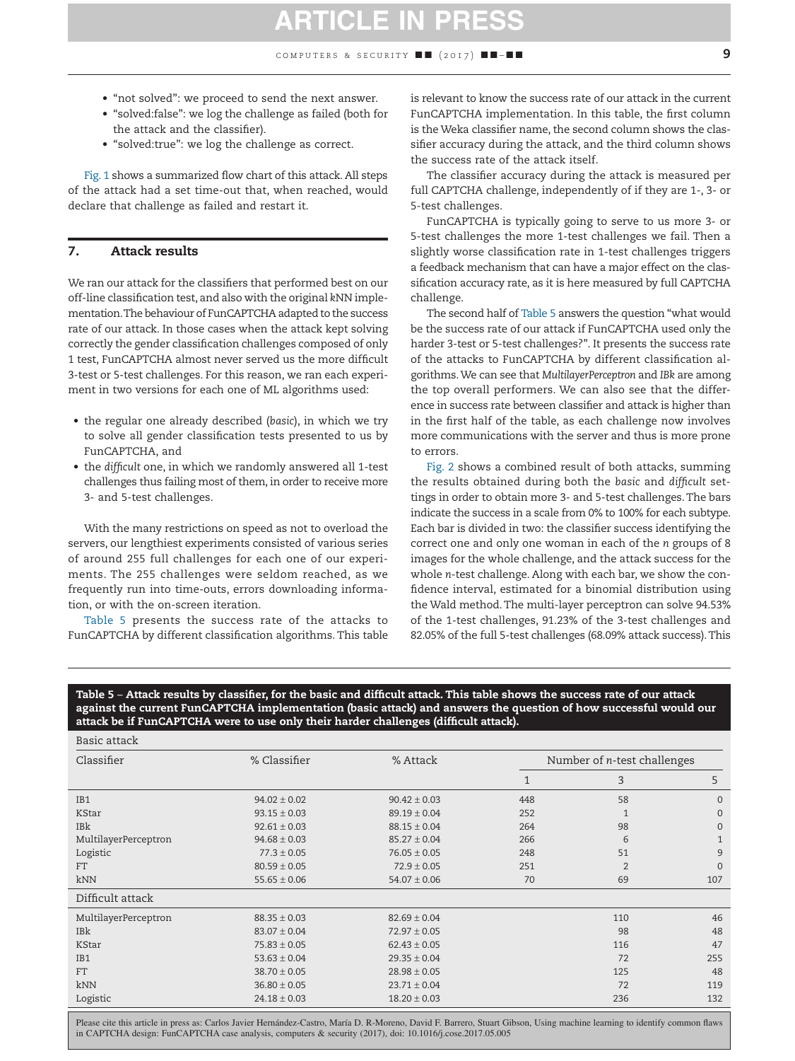- "not solved": we proceed to send the next answer.
- "solved:false": we log the challenge as failed (both for the attack and the classifier).
- "solved:true": we log the challenge as correct.

Fig. 1 shows a summarized flow chart of this attack. All steps of the attack had a set time-out that, when reached, would declare that challenge as failed and restart it.

## 7. Attack results

We ran our attack for the classifiers that performed best on our off-line classification test, and also with the original *k*NN implementation. The behaviour of FunCAPTCHA adapted to the success rate of our attack. In those cases when the attack kept solving correctly the gender classification challenges composed of only 1 test, FunCAPTCHA almost never served us the more difficult 3-test or 5-test challenges. For this reason, we ran each experiment in two versions for each one of ML algorithms used:

- the regular one already described (*basic*), in which we try to solve all gender classification tests presented to us by FunCAPTCHA, and
- the *difficult* one, in which we randomly answered all 1-test challenges thus failing most of them, in order to receive more 3- and 5-test challenges.

With the many restrictions on speed as not to overload the servers, our lengthiest experiments consisted of various series of around 255 full challenges for each one of our experiments. The 255 challenges were seldom reached, as we frequently run into time-outs, errors downloading information, or with the on-screen iteration.

Table 5 presents the success rate of the attacks to FunCAPTCHA by different classification algorithms. This table is relevant to know the success rate of our attack in the current FunCAPTCHA implementation. In this table, the first column is the Weka classifier name, the second column shows the classifier accuracy during the attack, and the third column shows the success rate of the attack itself.

The classifier accuracy during the attack is measured per full CAPTCHA challenge, independently of if they are 1-, 3- or 5-test challenges.

FunCAPTCHA is typically going to serve to us more 3- or 5-test challenges the more 1-test challenges we fail. Then a slightly worse classification rate in 1-test challenges triggers a feedback mechanism that can have a major effect on the classification accuracy rate, as it is here measured by full CAPTCHA challenge.

The second half of Table 5 answers the question "what would be the success rate of our attack if FunCAPTCHA used only the harder 3-test or 5-test challenges?". It presents the success rate of the attacks to FunCAPTCHA by different classification algorithms. We can see that *MultilayerPerceptron* and *IBk* are among the top overall performers. We can also see that the difference in success rate between classifier and attack is higher than in the first half of the table, as each challenge now involves more communications with the server and thus is more prone to errors.

Fig. 2 shows a combined result of both attacks, summing the results obtained during both the *basic* and *difficult* settings in order to obtain more 3- and 5-test challenges. The bars indicate the success in a scale from 0% to 100% for each subtype. Each bar is divided in two: the classifier success identifying the correct one and only one woman in each of the *n* groups of 8 images for the whole challenge, and the attack success for the whole *n*-test challenge. Along with each bar, we show the confidence interval, estimated for a binomial distribution using the Wald method. The multi-layer perceptron can solve 94.53% of the 1-test challenges, 91.23% of the 3-test challenges and 82.05% of the full 5-test challenges (68.09% attack success). This

**Table 5 – Attack results by classifier, for the basic and difficult attack. This table shows the success rate of our attack against the current FunCAPTCHA implementation (basic attack) and answers the question of how successful would our attack be if FunCAPTCHA were to use only their harder challenges (difficult attack).**

| Classifier | % Classifier | % Attack | Number of *n*-test challenges | | |
|---|---|---|---|---|---|
| | | | 1 | 3 | 5 |
| **Basic attack** | | | | | |
| IB1 | 94.02 ± 0.02 | 90.42 ± 0.03 | 448 | 58 | 0 |
| KStar | 93.15 ± 0.03 | 89.19 ± 0.04 | 252 | 1 | 0 |
| IBk | 92.61 ± 0.03 | 88.15 ± 0.04 | 264 | 98 | 0 |
| MultilayerPerceptron | 94.68 ± 0.03 | 85.27 ± 0.04 | 266 | 6 | 1 |
| Logistic | 77.3 ± 0.05 | 76.05 ± 0.05 | 248 | 51 | 9 |
| FT | 80.59 ± 0.05 | 72.9 ± 0.05 | 251 | 2 | 0 |
| kNN | 55.65 ± 0.06 | 54.07 ± 0.06 | 70 | 69 | 107 |
| **Difficult attack** | | | | | |
| MultilayerPerceptron | 88.35 ± 0.03 | 82.69 ± 0.04 | | 110 | 46 |
| IBk | 83.07 ± 0.04 | 72.97 ± 0.05 | | 98 | 48 |
| KStar | 75.83 ± 0.05 | 62.43 ± 0.05 | | 116 | 47 |
| IB1 | 53.63 ± 0.04 | 29.35 ± 0.04 | | 72 | 255 |
| FT | 38.70 ± 0.05 | 28.98 ± 0.05 | | 125 | 48 |
| kNN | 36.80 ± 0.05 | 23.71 ± 0.04 | | 72 | 119 |
| Logistic | 24.18 ± 0.03 | 18.20 ± 0.03 | | 236 | 132 |

Please cite this article in press as: Carlos Javier Hernández-Castro, María D. R-Moreno, David F. Barrero, Stuart Gibson, Using machine learning to identify common flaws in CAPTCHA design: FunCAPTCHA case analysis, computers & security (2017), doi: 10.1016/j.cose.2017.05.005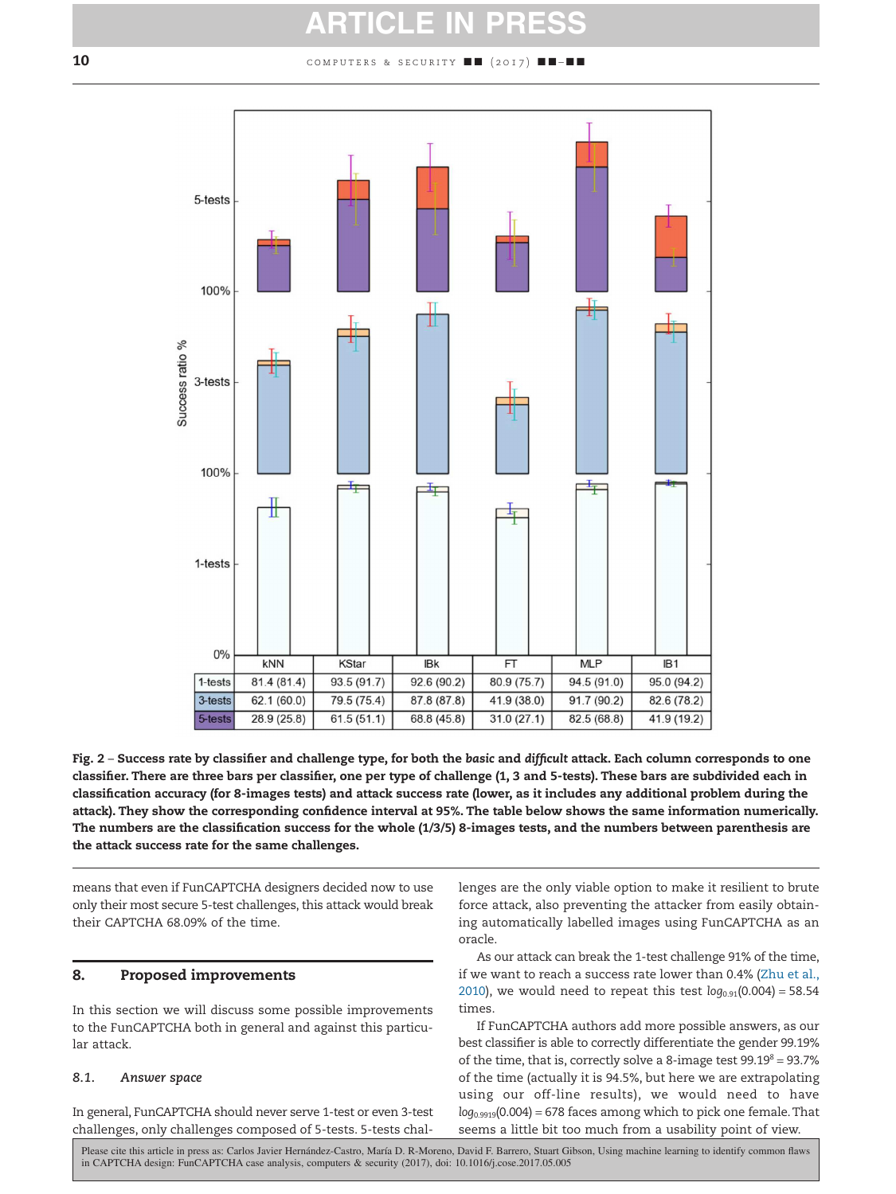|  | kNN | KStar | IBk | FT | MLP | IB1 |
|---|---|---|---|---|---|---|
| 1-tests | 81.4 (81.4) | 93.5 (91.7) | 92.6 (90.2) | 80.9 (75.7) | 94.5 (91.0) | 95.0 (94.2) |
| 3-tests | 62.1 (60.0) | 79.5 (75.4) | 87.8 (87.8) | 41.9 (38.0) | 91.7 (90.2) | 82.6 (78.2) |
| 5-tests | 28.9 (25.8) | 61.5 (51.1) | 68.8 (45.8) | 31.0 (27.1) | 82.5 (68.8) | 41.9 (19.2) |

**Fig. 2 – Success rate by classifier and challenge type, for both the *basic* and *difficult* attack. Each column corresponds to one classifier. There are three bars per classifier, one per type of challenge (1, 3 and 5-tests). These bars are subdivided each in classification accuracy (for 8-images tests) and attack success rate (lower, as it includes any additional problem during the attack). They show the corresponding confidence interval at 95%. The table below shows the same information numerically. The numbers are the classification success for the whole (1/3/5) 8-images tests, and the numbers between parenthesis are the attack success rate for the same challenges.**

means that even if FunCAPTCHA designers decided now to use only their most secure 5-test challenges, this attack would break their CAPTCHA 68.09% of the time.

## 8. Proposed improvements

In this section we will discuss some possible improvements to the FunCAPTCHA both in general and against this particular attack.

### 8.1. *Answer space*

In general, FunCAPTCHA should never serve 1-test or even 3-test challenges, only challenges composed of 5-tests. 5-tests challenges are the only viable option to make it resilient to brute force attack, also preventing the attacker from easily obtaining automatically labelled images using FunCAPTCHA as an oracle.

As our attack can break the 1-test challenge 91% of the time, if we want to reach a success rate lower than 0.4% (Zhu et al., 2010), we would need to repeat this test $log_{0.91}(0.004) = 58.54$ times.

If FunCAPTCHA authors add more possible answers, as our best classifier is able to correctly differentiate the gender 99.19% of the time, that is, correctly solve a 8-image test $99.19^8 = 93.7\%$ of the time (actually it is 94.5%, but here we are extrapolating using our off-line results), we would need to have $log_{0.9919}(0.004) = 678$ faces among which to pick one female. That seems a little bit too much from a usability point of view.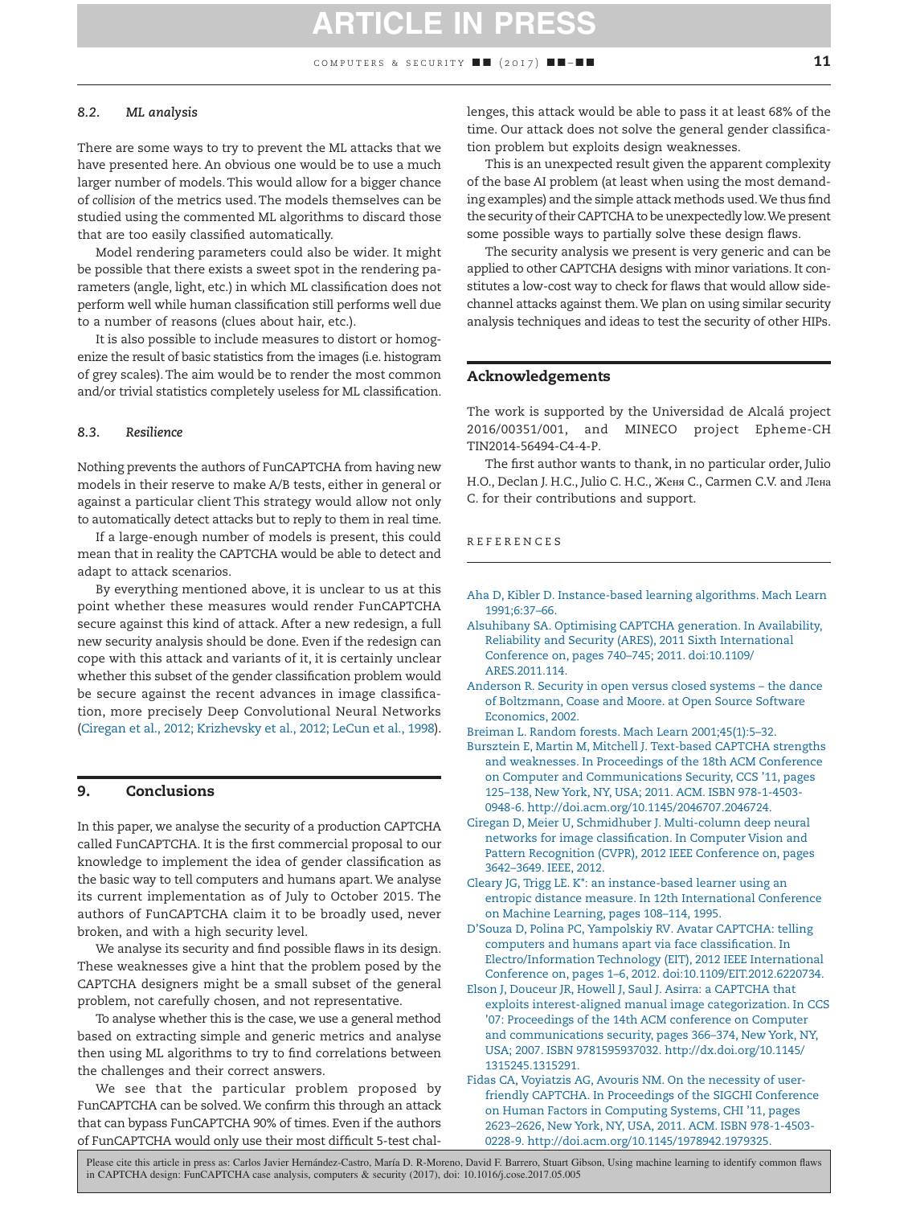### 8.2. ML analysis

There are some ways to try to prevent the ML attacks that we have presented here. An obvious one would be to use a much larger number of models. This would allow for a bigger chance of *collision* of the metrics used. The models themselves can be studied using the commented ML algorithms to discard those that are too easily classified automatically.

Model rendering parameters could also be wider. It might be possible that there exists a sweet spot in the rendering parameters (angle, light, etc.) in which ML classification does not perform well while human classification still performs well due to a number of reasons (clues about hair, etc.).

It is also possible to include measures to distort or homogenize the result of basic statistics from the images (i.e. histogram of grey scales). The aim would be to render the most common and/or trivial statistics completely useless for ML classification.

### 8.3. Resilience

Nothing prevents the authors of FunCAPTCHA from having new models in their reserve to make A/B tests, either in general or against a particular client This strategy would allow not only to automatically detect attacks but to reply to them in real time.

If a large-enough number of models is present, this could mean that in reality the CAPTCHA would be able to detect and adapt to attack scenarios.

By everything mentioned above, it is unclear to us at this point whether these measures would render FunCAPTCHA secure against this kind of attack. After a new redesign, a full new security analysis should be done. Even if the redesign can cope with this attack and variants of it, it is certainly unclear whether this subset of the gender classification problem would be secure against the recent advances in image classification, more precisely Deep Convolutional Neural Networks (Ciregan et al., 2012; Krizhevsky et al., 2012; LeCun et al., 1998).

## 9. Conclusions

In this paper, we analyse the security of a production CAPTCHA called FunCAPTCHA. It is the first commercial proposal to our knowledge to implement the idea of gender classification as the basic way to tell computers and humans apart. We analyse its current implementation as of July to October 2015. The authors of FunCAPTCHA claim it to be broadly used, never broken, and with a high security level.

We analyse its security and find possible flaws in its design. These weaknesses give a hint that the problem posed by the CAPTCHA designers might be a small subset of the general problem, not carefully chosen, and not representative.

To analyse whether this is the case, we use a general method based on extracting simple and generic metrics and analyse then using ML algorithms to try to find correlations between the challenges and their correct answers.

We see that the particular problem proposed by FunCAPTCHA can be solved. We confirm this through an attack that can bypass FunCAPTCHA 90% of times. Even if the authors of FunCAPTCHA would only use their most difficult 5-test challenges, this attack would be able to pass it at least 68% of the time. Our attack does not solve the general gender classification problem but exploits design weaknesses.

This is an unexpected result given the apparent complexity of the base AI problem (at least when using the most demanding examples) and the simple attack methods used. We thus find the security of their CAPTCHA to be unexpectedly low. We present some possible ways to partially solve these design flaws.

The security analysis we present is very generic and can be applied to other CAPTCHA designs with minor variations. It constitutes a low-cost way to check for flaws that would allow side-channel attacks against them. We plan on using similar security analysis techniques and ideas to test the security of other HIPs.

## Acknowledgements

The work is supported by the Universidad de Alcalá project 2016/00351/001, and MINECO project Epheme-CH TIN2014-56494-C4-4-P.

The first author wants to thank, in no particular order, Julio H.O., Declan J. H.C., Julio C. H.C., Женя C., Carmen C.V. and Лена C. for their contributions and support.

REFERENCES

Aha D, Kibler D. Instance-based learning algorithms. Mach Learn 1991;6:37–66.

Alsuhibany SA. Optimising CAPTCHA generation. In Availability, Reliability and Security (ARES), 2011 Sixth International Conference on, pages 740–745; 2011. doi:10.1109/ARES.2011.114.

Anderson R. Security in open versus closed systems – the dance of Boltzmann, Coase and Moore. at Open Source Software Economics, 2002.

Breiman L. Random forests. Mach Learn 2001;45(1):5–32.

Bursztein E, Martin M, Mitchell J. Text-based CAPTCHA strengths and weaknesses. In Proceedings of the 18th ACM Conference on Computer and Communications Security, CCS '11, pages 125–138, New York, NY, USA; 2011. ACM. ISBN 978-1-4503-0948-6. http://doi.acm.org/10.1145/2046707.2046724.

Ciregan D, Meier U, Schmidhuber J. Multi-column deep neural networks for image classification. In Computer Vision and Pattern Recognition (CVPR), 2012 IEEE Conference on, pages 3642–3649. IEEE, 2012.

Cleary JG, Trigg LE. K*: an instance-based learner using an entropic distance measure. In 12th International Conference on Machine Learning, pages 108–114, 1995.

D'Souza D, Polina PC, Yampolskiy RV. Avatar CAPTCHA: telling computers and humans apart via face classification. In Electro/Information Technology (EIT), 2012 IEEE International Conference on, pages 1–6, 2012. doi:10.1109/EIT.2012.6220734.

Elson J, Douceur JR, Howell J, Saul J. Asirra: a CAPTCHA that exploits interest-aligned manual image categorization. In CCS '07: Proceedings of the 14th ACM conference on Computer and communications security, pages 366–374, New York, NY, USA; 2007. ISBN 9781595937032. http://dx.doi.org/10.1145/1315245.1315291.

Fidas CA, Voyiatzis AG, Avouris NM. On the necessity of user-friendly CAPTCHA. In Proceedings of the SIGCHI Conference on Human Factors in Computing Systems, CHI '11, pages 2623–2626, New York, NY, USA, 2011. ACM. ISBN 978-1-4503-0228-9. http://doi.acm.org/10.1145/1978942.1979325.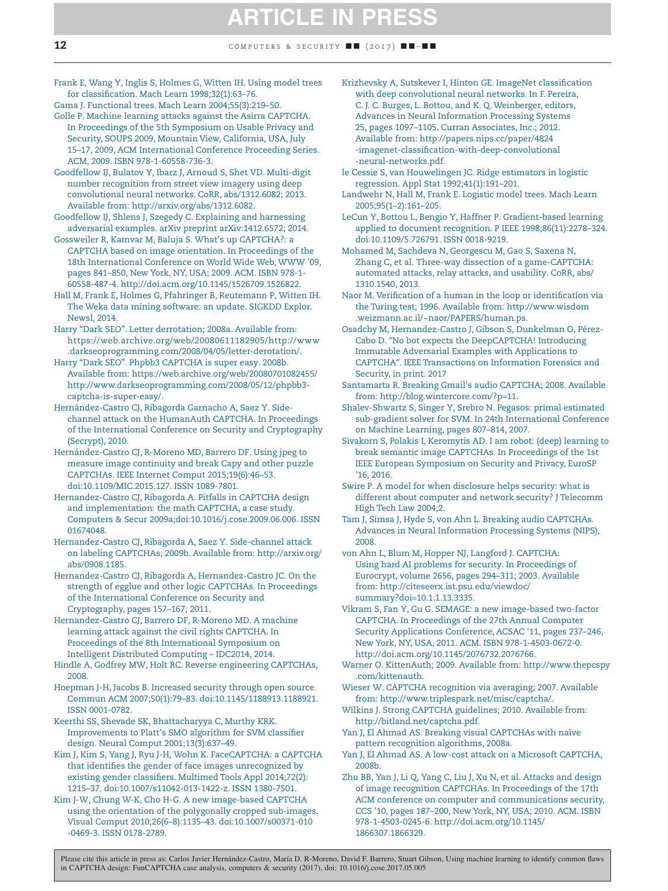Frank E, Wang Y, Inglis S, Holmes G, Witten IH. Using model trees for classification. Mach Learn 1998;32(1):63–76.

Gama J. Functional trees. Mach Learn 2004;55(3):219–50.

Golle P. Machine learning attacks against the Asirra CAPTCHA. In Proceedings of the 5th Symposium on Usable Privacy and Security, SOUPS 2009, Mountain View, California, USA, July 15–17, 2009, ACM International Conference Proceeding Series. ACM, 2009. ISBN 978-1-60558-736-3.

Goodfellow IJ, Bulatov Y, Ibarz J, Arnoud S, Shet VD. Multi-digit number recognition from street view imagery using deep convolutional neural networks. CoRR, abs/1312.6082; 2013. Available from: http://arxiv.org/abs/1312.6082.

Goodfellow IJ, Shlens J, Szegedy C. Explaining and harnessing adversarial examples. arXiv preprint arXiv:1412.6572; 2014.

Gossweiler R, Kamvar M, Baluja S. What's up CAPTCHA?: a CAPTCHA based on image orientation. In Proceedings of the 18th International Conference on World Wide Web, WWW '09, pages 841–850, New York, NY, USA; 2009. ACM. ISBN 978-1-60558-487-4. http://doi.acm.org/10.1145/1526709.1526822.

Hall M, Frank E, Holmes G, Pfahringer B, Reutemann P, Witten IH. The Weka data mining software: an update. SIGKDD Explor. Newsl, 2014.

Harry "Dark SEO". Letter derrotation; 2008a. Available from: https://web.archive.org/web/20080611182905/http://www.darkseoprogramming.com/2008/04/05/letter-derotation/.

Harry "Dark SEO". Phpbb3 CAPTCHA is super easy. 2008b. Available from: https://web.archive.org/web/20080701082455/http://www.darkseoprogramming.com/2008/05/12/phpbb3-captcha-is-super-easy/.

Hernández-Castro CJ, Ribagorda Garnacho A, Saez Y. Side-channel attack on the HumanAuth CAPTCHA. In Proceedings of the International Conference on Security and Cryptography (Secrypt), 2010.

Hernández-Castro CJ, R-Moreno MD, Barrero DF. Using jpeg to measure image continuity and break Capy and other puzzle CAPTCHAs. IEEE Internet Comput 2015;19(6):46–53. doi:10.1109/MIC.2015.127. ISSN 1089-7801.

Hernandez-Castro CJ, Ribagorda A. Pitfalls in CAPTCHA design and implementation: the math CAPTCHA, a case study. Computers & Secur 2009a;doi:10.1016/j.cose.2009.06.006. ISSN 01674048.

Hernandez-Castro CJ, Ribagorda A, Saez Y. Side-channel attack on labeling CAPTCHAs; 2009b. Available from: http://arxiv.org/abs/0908.1185.

Hernandez-Castro CJ, Ribagorda A, Hernandez-Castro JC. On the strength of egglue and other logic CAPTCHAs. In Proceedings of the International Conference on Security and Cryptography, pages 157–167; 2011.

Hernandez-Castro CJ, Barrero DF, R-Moreno MD. A machine learning attack against the civil rights CAPTCHA. In Proceedings of the 8th International Symposium on Intelligent Distributed Computing – IDC2014, 2014.

Hindle A, Godfrey MW, Holt RC. Reverse engineering CAPTCHAs, 2008.

Hoepman J-H, Jacobs B. Increased security through open source. Commun ACM 2007;50(1):79–83. doi:10.1145/1188913.1188921. ISSN 0001-0782.

Keerthi SS, Shevade SK, Bhattacharyya C, Murthy KRK. Improvements to Platt's SMO algorithm for SVM classifier design. Neural Comput 2001;13(3):637–49.

Kim J, Kim S, Yang J, Ryu J-H, Wohn K. FaceCAPTCHA: a CAPTCHA that identifies the gender of face images unrecognized by existing gender classifiers. Multimed Tools Appl 2014;72(2):1215–37. doi:10.1007/s11042-013-1422-z. ISSN 1380-7501.

Kim J-W, Chung W-K, Cho H-G. A new image-based CAPTCHA using the orientation of the polygonally cropped sub-images. Visual Comput 2010;26(6–8):1135–43. doi:10.1007/s00371-010-0469-3. ISSN 0178-2789.

Krizhevsky A, Sutskever I, Hinton GE. ImageNet classification with deep convolutional neural networks. In F. Pereira, C. J. C. Burges, L. Bottou, and K. Q. Weinberger, editors, Advances in Neural Information Processing Systems 25, pages 1097–1105. Curran Associates, Inc.; 2012. Available from: http://papers.nips.cc/paper/4824-imagenet-classification-with-deep-convolutional-neural-networks.pdf.

le Cessie S, van Houwelingen JC. Ridge estimators in logistic regression. Appl Stat 1992;41(1):191–201.

Landwehr N, Hall M, Frank E. Logistic model trees. Mach Learn 2005;95(1–2):161–205.

LeCun Y, Bottou L, Bengio Y, Haffner P. Gradient-based learning applied to document recognition. P IEEE 1998;86(11):2278–324. doi:10.1109/5.726791. ISSN 0018-9219.

Mohamed M, Sachdeva N, Georgescu M, Gao S, Saxena N, Zhang C, et al. Three-way dissection of a game-CAPTCHA: automated attacks, relay attacks, and usability. CoRR, abs/1310.1540, 2013.

Naor M. Verification of a human in the loop or identification via the Turing test; 1996. Available from: http://www.wisdom.weizmann.ac.il/~naor/PAPERS/human.ps.

Osadchy M, Hernandez-Castro J, Gibson S, Dunkelman O, Pérez-Cabo D. "No bot expects the DeepCAPTCHA! Introducing Immutable Adversarial Examples with Applications to CAPTCHA". IEEE Transactions on Information Forensics and Security, in print. 2017

Santamarta R. Breaking Gmail's audio CAPTCHA; 2008. Available from: http://blog.wintercore.com/?p=11.

Shalev-Shwartz S, Singer Y, Srebro N. Pegasos: primal estimated sub-gradient solver for SVM. In 24th International Conference on Machine Learning, pages 807–814, 2007.

Sivakorn S, Polakis I, Keromytis AD. I am robot: (deep) learning to break semantic image CAPTCHAs. In Proceedings of the 1st IEEE European Symposium on Security and Privacy, EuroSP '16, 2016.

Swire P. A model for when disclosure helps security: what is different about computer and network security? J Telecomm High Tech Law 2004;2.

Tam J, Simsa J, Hyde S, von Ahn L. Breaking audio CAPTCHAs. Advances in Neural Information Processing Systems (NIPS), 2008.

von Ahn L, Blum M, Hopper NJ, Langford J. CAPTCHA: Using hard AI problems for security. In Proceedings of Eurocrypt, volume 2656, pages 294–311; 2003. Available from: http://citeseerx.ist.psu.edu/viewdoc/summary?doi=10.1.1.13.3335.

Vikram S, Fan Y, Gu G. SEMAGE: a new image-based two-factor CAPTCHA. In Proceedings of the 27th Annual Computer Security Applications Conference, ACSAC '11, pages 237–246, New York, NY, USA, 2011. ACM. ISBN 978-1-4503-0672-0. http://doi.acm.org/10.1145/2076732.2076766.

Warner O. KittenAuth; 2009. Available from: http://www.thepcspy.com/kittenauth.

Wieser W. CAPTCHA recognition via averaging; 2007. Available from: http://www.triplespark.net/misc/captcha/.

Wilkins J. Strong CAPTCHA guidelines; 2010. Available from: http://bitland.net/captcha.pdf.

Yan J, El Ahmad AS. Breaking visual CAPTCHAs with naïve pattern recognition algorithms, 2008a.

Yan J, El Ahmad AS. A low-cost attack on a Microsoft CAPTCHA, 2008b.

Zhu BB, Yan J, Li Q, Yang C, Liu J, Xu N, et al. Attacks and design of image recognition CAPTCHAs. In Proceedings of the 17th ACM conference on computer and communications security, CCS '10, pages 187–200, New York, NY, USA; 2010. ACM. ISBN 978-1-4503-0245-6. http://doi.acm.org/10.1145/1866307.1866329.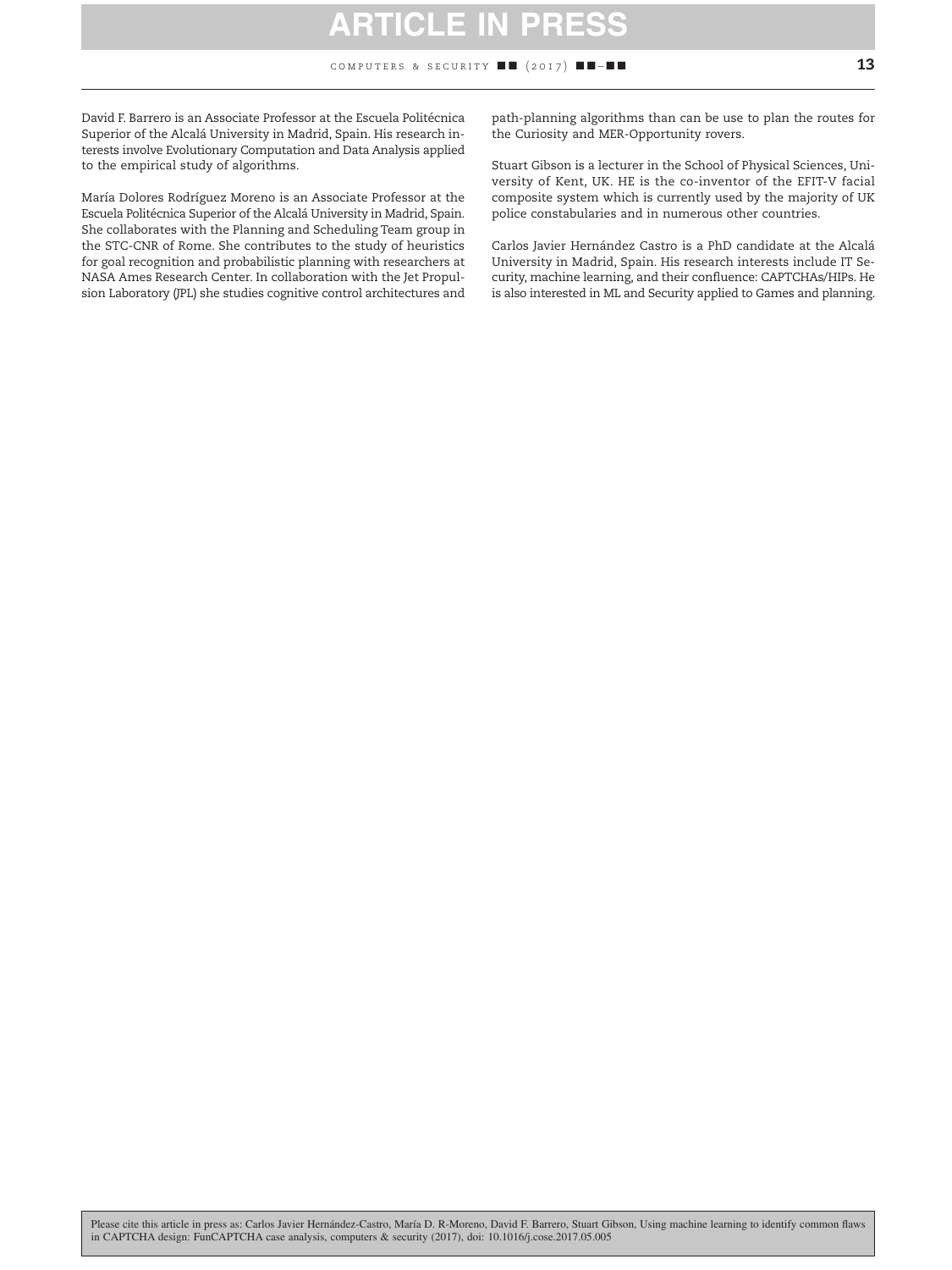David F. Barrero is an Associate Professor at the Escuela Politécnica Superior of the Alcalá University in Madrid, Spain. His research interests involve Evolutionary Computation and Data Analysis applied to the empirical study of algorithms.

María Dolores Rodríguez Moreno is an Associate Professor at the Escuela Politécnica Superior of the Alcalá University in Madrid, Spain. She collaborates with the Planning and Scheduling Team group in the STC-CNR of Rome. She contributes to the study of heuristics for goal recognition and probabilistic planning with researchers at NASA Ames Research Center. In collaboration with the Jet Propulsion Laboratory (JPL) she studies cognitive control architectures and path-planning algorithms than can be use to plan the routes for the Curiosity and MER-Opportunity rovers.

Stuart Gibson is a lecturer in the School of Physical Sciences, University of Kent, UK. HE is the co-inventor of the EFIT-V facial composite system which is currently used by the majority of UK police constabularies and in numerous other countries.

Carlos Javier Hernández Castro is a PhD candidate at the Alcalá University in Madrid, Spain. His research interests include IT Security, machine learning, and their confluence: CAPTCHAs/HIPs. He is also interested in ML and Security applied to Games and planning.